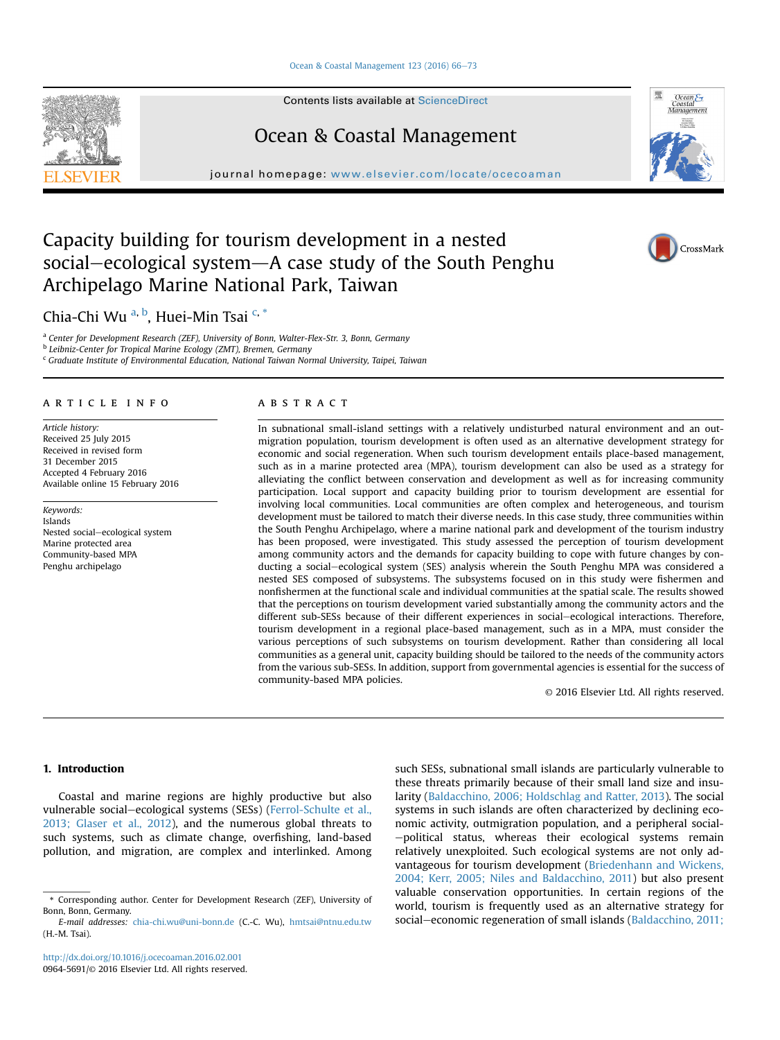# Capacity building for tourism development in a nested social–ecological system—A case study of the South Penghu Archipelago Marine National Park, Taiwan

Chia-Chi Wu [a, b], Huei-Min Tsai [c, *]

[a] Center for Development Research (ZEF), University of Bonn, Walter-Flex-Str. 3, Bonn, Germany
[b] Leibniz-Center for Tropical Marine Ecology (ZMT), Bremen, Germany
[c] Graduate Institute of Environmental Education, National Taiwan Normal University, Taipei, Taiwan

## ARTICLE INFO

*Article history:*
Received 25 July 2015
Received in revised form
31 December 2015
Accepted 4 February 2016
Available online 15 February 2016

*Keywords:*
Islands
Nested social–ecological system
Marine protected area
Community-based MPA
Penghu archipelago

## ABSTRACT

In subnational small-island settings with a relatively undisturbed natural environment and an outmigration population, tourism development is often used as an alternative development strategy for economic and social regeneration. When such tourism development entails place-based management, such as in a marine protected area (MPA), tourism development can also be used as a strategy for alleviating the conflict between conservation and development as well as for increasing community participation. Local support and capacity building prior to tourism development are essential for involving local communities. Local communities are often complex and heterogeneous, and tourism development must be tailored to match their diverse needs. In this case study, three communities within the South Penghu Archipelago, where a marine national park and development of the tourism industry has been proposed, were investigated. This study assessed the perception of tourism development among community actors and the demands for capacity building to cope with future changes by conducting a social–ecological system (SES) analysis wherein the South Penghu MPA was considered a nested SES composed of subsystems. The subsystems focused on in this study were fishermen and nonfishermen at the functional scale and individual communities at the spatial scale. The results showed that the perceptions on tourism development varied substantially among the community actors and the different sub-SESs because of their different experiences in social–ecological interactions. Therefore, tourism development in a regional place-based management, such as in a MPA, must consider the various perceptions of such subsystems on tourism development. Rather than considering all local communities as a general unit, capacity building should be tailored to the needs of the community actors from the various sub-SESs. In addition, support from governmental agencies is essential for the success of community-based MPA policies.

© 2016 Elsevier Ltd. All rights reserved.

## 1. Introduction

Coastal and marine regions are highly productive but also vulnerable social–ecological systems (SESs) (Ferrol-Schulte et al., 2013; Glaser et al., 2012), and the numerous global threats to such systems, such as climate change, overfishing, land-based pollution, and migration, are complex and interlinked. Among such SESs, subnational small islands are particularly vulnerable to these threats primarily because of their small land size and insularity (Baldacchino, 2006; Holdschlag and Ratter, 2013). The social systems in such islands are often characterized by declining economic activity, outmigration population, and a peripheral social–political status, whereas their ecological systems remain relatively unexploited. Such ecological systems are not only advantageous for tourism development (Briedenhann and Wickens, 2004; Kerr, 2005; Niles and Baldacchino, 2011) but also present valuable conservation opportunities. In certain regions of the world, tourism is frequently used as an alternative strategy for social–economic regeneration of small islands (Baldacchino, 2011;

---

* Corresponding author. Center for Development Research (ZEF), University of Bonn, Bonn, Germany.
*E-mail addresses:* chia-chi.wu@uni-bonn.de (C.-C. Wu), hmtsai@ntnu.edu.tw (H.-M. Tsai).

http://dx.doi.org/10.1016/j.ocecoaman.2016.02.001
0964-5691/© 2016 Elsevier Ltd. All rights reserved.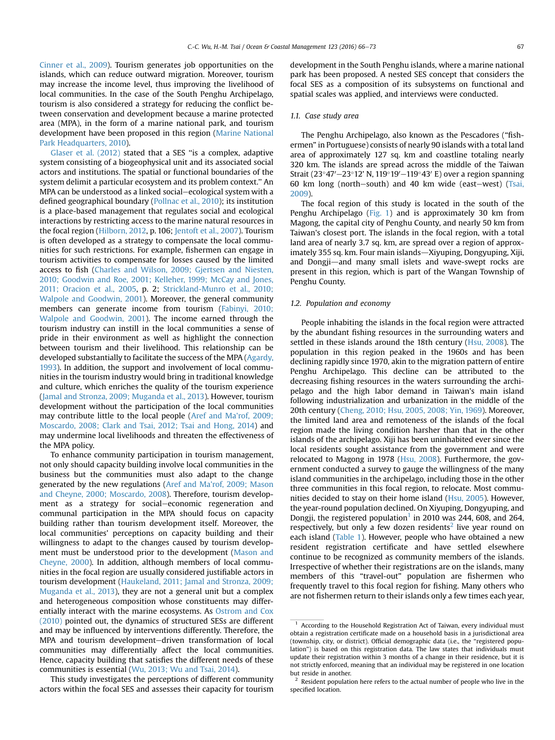Cinner et al., 2009). Tourism generates job opportunities on the islands, which can reduce outward migration. Moreover, tourism may increase the income level, thus improving the livelihood of local communities. In the case of the South Penghu Archipelago, tourism is also considered a strategy for reducing the conflict between conservation and development because a marine protected area (MPA), in the form of a marine national park, and tourism development have been proposed in this region (Marine National Park Headquarters, 2010).

Glaser et al. (2012) stated that a SES "is a complex, adaptive system consisting of a biogeophysical unit and its associated social actors and institutions. The spatial or functional boundaries of the system delimit a particular ecosystem and its problem context." An MPA can be understood as a linked social–ecological system with a defined geographical boundary (Pollnac et al., 2010); its institution is a place-based management that regulates social and ecological interactions by restricting access to the marine natural resources in the focal region (Hilborn, 2012, p. 106; Jentoft et al., 2007). Tourism is often developed as a strategy to compensate the local communities for such restrictions. For example, fishermen can engage in tourism activities to compensate for losses caused by the limited access to fish (Charles and Wilson, 2009; Gjertsen and Niesten, 2010; Goodwin and Roe, 2001; Kelleher, 1999; McCay and Jones, 2011; Oracion et al., 2005, p. 2; Strickland-Munro et al., 2010; Walpole and Goodwin, 2001). Moreover, the general community members can generate income from tourism (Fabinyi, 2010; Walpole and Goodwin, 2001). The income earned through the tourism industry can instill in the local communities a sense of pride in their environment as well as highlight the connection between tourism and their livelihood. This relationship can be developed substantially to facilitate the success of the MPA (Agardy, 1993). In addition, the support and involvement of local communities in the tourism industry would bring in traditional knowledge and culture, which enriches the quality of the tourism experience (Jamal and Stronza, 2009; Muganda et al., 2013). However, tourism development without the participation of the local communities may contribute little to the local people (Aref and Ma'rof, 2009; Moscardo, 2008; Clark and Tsai, 2012; Tsai and Hong, 2014) and may undermine local livelihoods and threaten the effectiveness of the MPA policy.

To enhance community participation in tourism management, not only should capacity building involve local communities in the business but the communities must also adapt to the change generated by the new regulations (Aref and Ma'rof, 2009; Mason and Cheyne, 2000; Moscardo, 2008). Therefore, tourism development as a strategy for social–economic regeneration and communal participation in the MPA should focus on capacity building rather than tourism development itself. Moreover, the local communities' perceptions on capacity building and their willingness to adapt to the changes caused by tourism development must be understood prior to the development (Mason and Cheyne, 2000). In addition, although members of local communities in the focal region are usually considered justifiable actors in tourism development (Haukeland, 2011; Jamal and Stronza, 2009; Muganda et al., 2013), they are not a general unit but a complex and heterogeneous composition whose constituents may differentially interact with the marine ecosystems. As Ostrom and Cox (2010) pointed out, the dynamics of structured SESs are different and may be influenced by interventions differently. Therefore, the MPA and tourism development–driven transformation of local communities may differentially affect the local communities. Hence, capacity building that satisfies the different needs of these communities is essential (Wu, 2013; Wu and Tsai, 2014).

This study investigates the perceptions of different community actors within the focal SES and assesses their capacity for tourism development in the South Penghu islands, where a marine national park has been proposed. A nested SES concept that considers the focal SES as a composition of its subsystems on functional and spatial scales was applied, and interviews were conducted.

### 1.1. Case study area

The Penghu Archipelago, also known as the Pescadores ("fishermen" in Portuguese) consists of nearly 90 islands with a total land area of approximately 127 sq. km and coastline totaling nearly 320 km. The islands are spread across the middle of the Taiwan Strait (23°47′–23°12′ N, 119°19′–119°43′ E) over a region spanning 60 km long (north–south) and 40 km wide (east–west) (Tsai, 2009).

The focal region of this study is located in the south of the Penghu Archipelago (Fig. 1) and is approximately 30 km from Magong, the capital city of Penghu County, and nearly 50 km from Taiwan's closest port. The islands in the focal region, with a total land area of nearly 3.7 sq. km, are spread over a region of approximately 355 sq. km. Four main islands—Xiyuping, Dongyuping, Xiji, and Dongji—and many small islets and wave-swept rocks are present in this region, which is part of the Wangan Township of Penghu County.

### 1.2. Population and economy

People inhabiting the islands in the focal region were attracted by the abundant fishing resources in the surrounding waters and settled in these islands around the 18th century (Hsu, 2008). The population in this region peaked in the 1960s and has been declining rapidly since 1970, akin to the migration pattern of entire Penghu Archipelago. This decline can be attributed to the decreasing fishing resources in the waters surrounding the archipelago and the high labor demand in Taiwan's main island following industrialization and urbanization in the middle of the 20th century (Cheng, 2010; Hsu, 2005, 2008; Yin, 1969). Moreover, the limited land area and remoteness of the islands of the focal region made the living condition harsher than that in the other islands of the archipelago. Xiji has been uninhabited ever since the local residents sought assistance from the government and were relocated to Magong in 1978 (Hsu, 2008). Furthermore, the government conducted a survey to gauge the willingness of the many island communities in the archipelago, including those in the other three communities in this focal region, to relocate. Most communities decided to stay on their home island (Hsu, 2005). However, the year-round population declined. On Xiyuping, Dongyuping, and Dongji, the registered population[1] in 2010 was 244, 608, and 264, respectively, but only a few dozen residents[2] live year round on each island (Table 1). However, people who have obtained a new resident registration certificate and have settled elsewhere continue to be recognized as community members of the islands. Irrespective of whether their registrations are on the islands, many members of this "travel-out" population are fishermen who frequently travel to this focal region for fishing. Many others who are not fishermen return to their islands only a few times each year,

---

[1] According to the Household Registration Act of Taiwan, every individual must obtain a registration certificate made on a household basis in a jurisdictional area (township, city, or district). Official demographic data (i.e., the "registered population") is based on this registration data. The law states that individuals must update their registration within 3 months of a change in their residence, but it is not strictly enforced, meaning that an individual may be registered in one location but reside in another.

[2] Resident population here refers to the actual number of people who live in the specified location.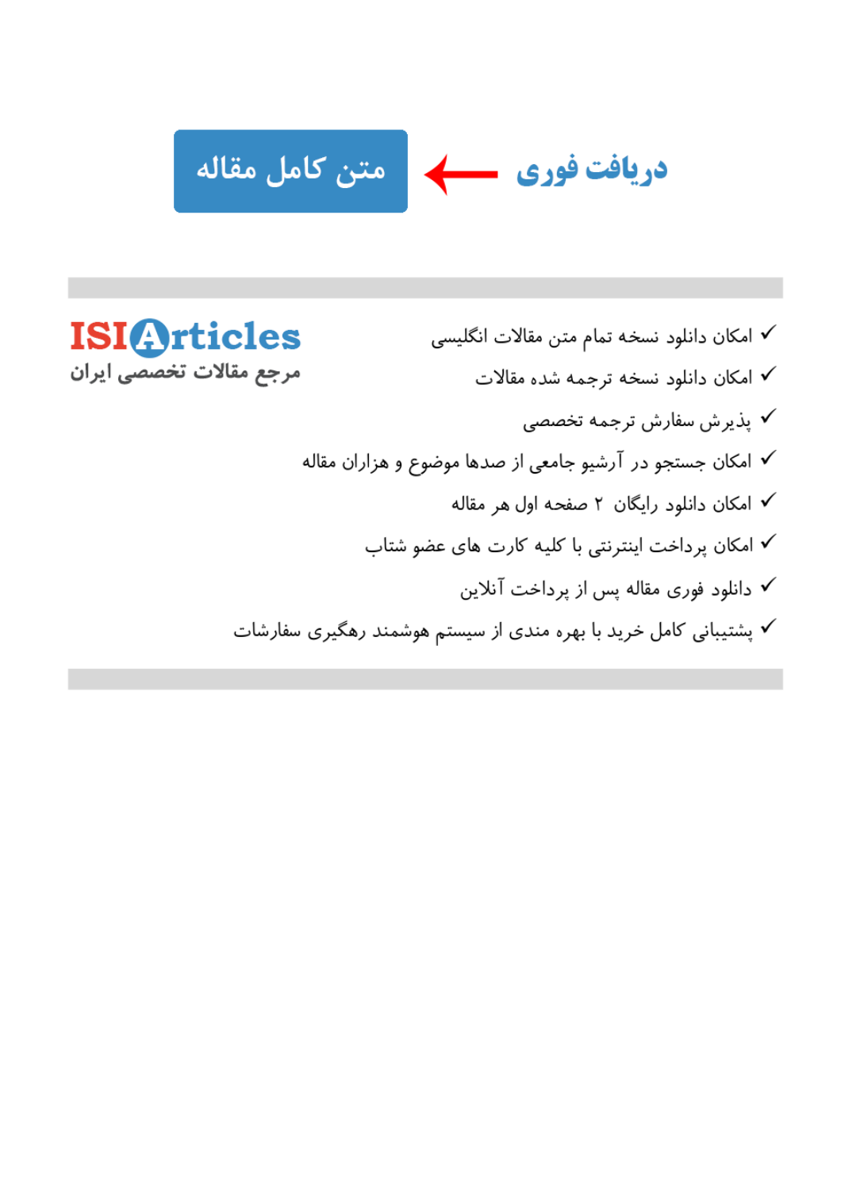دریافت فوری ← متن کامل مقاله

**ISIArticles**
مرجع مقالات تخصصی ایران

- ✓ امکان دانلود نسخه تمام متن مقالات انگلیسی
- ✓ امکان دانلود نسخه ترجمه شده مقالات
- ✓ پذیرش سفارش ترجمه تخصصی
- ✓ امکان جستجو در آرشیو جامعی از صدها موضوع و هزاران مقاله
- ✓ امکان دانلود رایگان ۲ صفحه اول هر مقاله
- ✓ امکان پرداخت اینترنتی با کلیه کارت های عضو شتاب
- ✓ دانلود فوری مقاله پس از پرداخت آنلاین
- ✓ پشتیبانی کامل خرید با بهره مندی از سیستم هوشمند رهگیری سفارشات